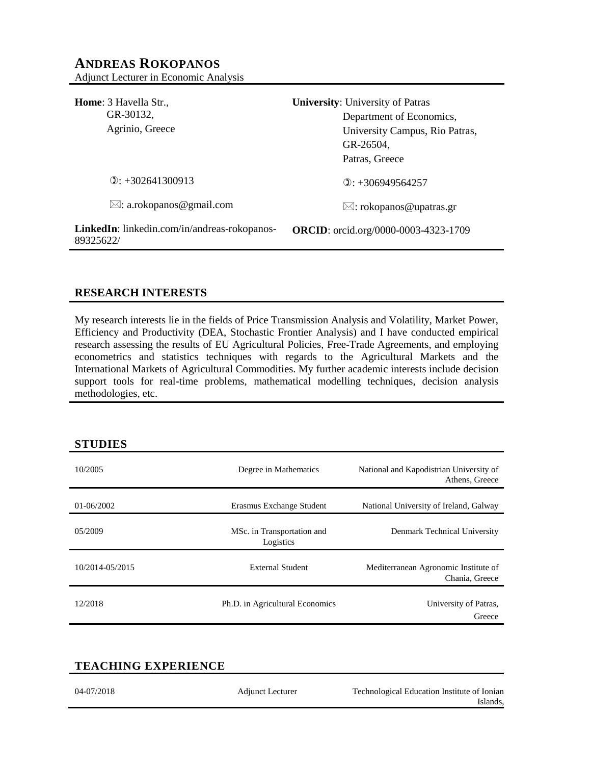# ANDREAS ROKOPANOS

Adjunct Lecturer in Economic Analysis

| | |
|---|---|
| **Home**: 3 Havella Str., GR-30132, Agrinio, Greece | **University**: University of Patras, Department of Economics, University Campus, Rio Patras, GR-26504, Patras, Greece |
| ✆: +302641300913 | ✆: +306949564257 |
| ✉: a.rokopanos@gmail.com | ✉: rokopanos@upatras.gr |
| **LinkedIn**: linkedin.com/in/andreas-rokopanos-89325622/ | **ORCID**: orcid.org/0000-0003-4323-1709 |

## RESEARCH INTERESTS

My research interests lie in the fields of Price Transmission Analysis and Volatility, Market Power, Efficiency and Productivity (DEA, Stochastic Frontier Analysis) and I have conducted empirical research assessing the results of EU Agricultural Policies, Free-Trade Agreements, and employing econometrics and statistics techniques with regards to the Agricultural Markets and the International Markets of Agricultural Commodities. My further academic interests include decision support tools for real-time problems, mathematical modelling techniques, decision analysis methodologies, etc.

## STUDIES

| | | |
|---|---|---|
| 10/2005 | Degree in Mathematics | National and Kapodistrian University of Athens, Greece |
| 01-06/2002 | Erasmus Exchange Student | National University of Ireland, Galway |
| 05/2009 | MSc. in Transportation and Logistics | Denmark Technical University |
| 10/2014-05/2015 | External Student | Mediterranean Agronomic Institute of Chania, Greece |
| 12/2018 | Ph.D. in Agricultural Economics | University of Patras, Greece |

## TEACHING EXPERIENCE

| | | |
|---|---|---|
| 04-07/2018 | Adjunct Lecturer | Technological Education Institute of Ionian Islands, |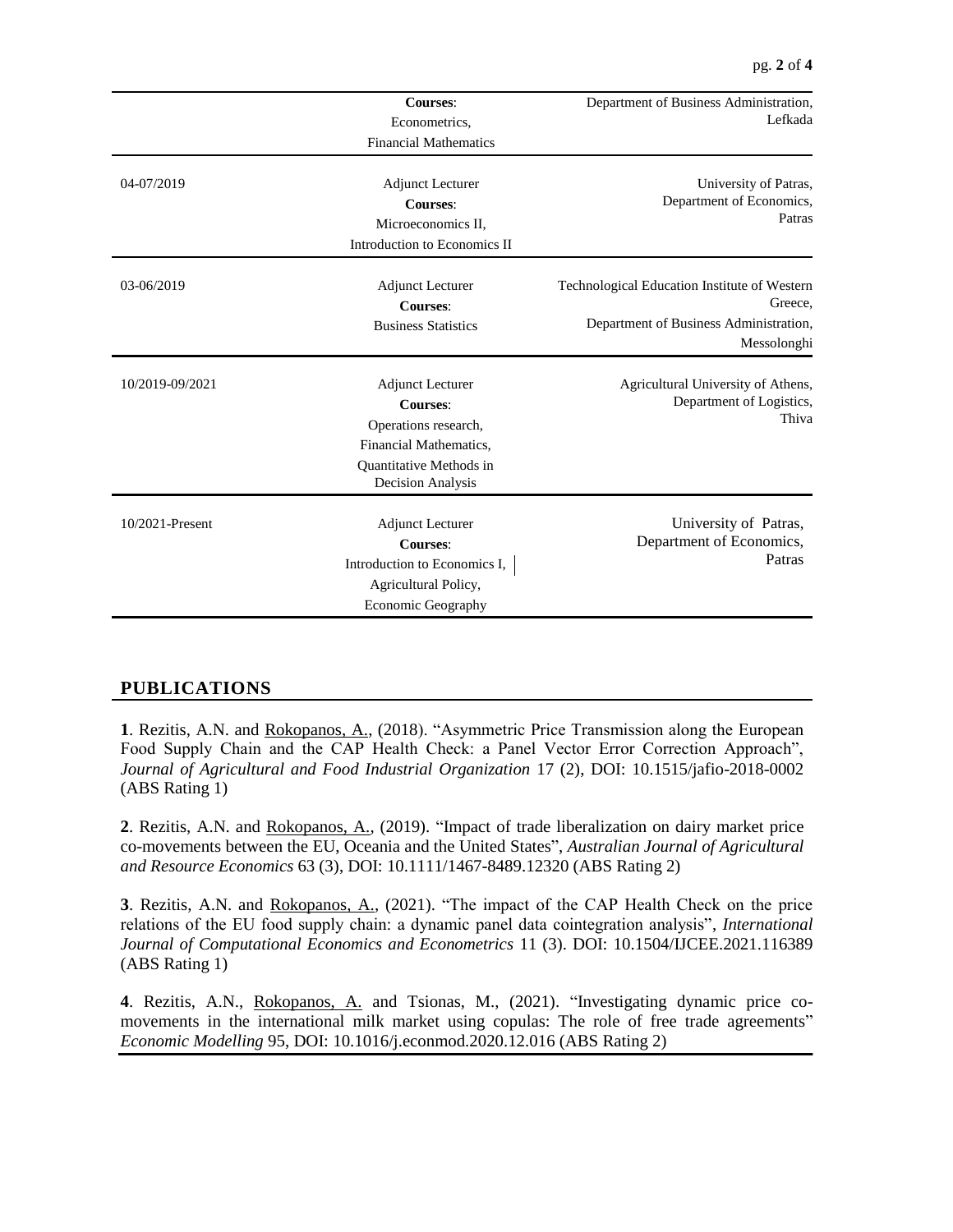| | | |
|---|---|---|
| | **Courses**: Econometrics, Financial Mathematics | Department of Business Administration, Lefkada |
| 04-07/2019 | Adjunct Lecturer **Courses**: Microeconomics II, Introduction to Economics II | University of Patras, Department of Economics, Patras |
| 03-06/2019 | Adjunct Lecturer **Courses**: Business Statistics | Technological Education Institute of Western Greece, Department of Business Administration, Messolonghi |
| 10/2019-09/2021 | Adjunct Lecturer **Courses**: Operations research, Financial Mathematics, Quantitative Methods in Decision Analysis | Agricultural University of Athens, Department of Logistics, Thiva |
| 10/2021-Present | Adjunct Lecturer **Courses**: Introduction to Economics I, Agricultural Policy, Economic Geography | University of Patras, Department of Economics, Patras |

## PUBLICATIONS

**1**. Rezitis, A.N. and Rokopanos, A., (2018). "Asymmetric Price Transmission along the European Food Supply Chain and the CAP Health Check: a Panel Vector Error Correction Approach", *Journal of Agricultural and Food Industrial Organization* 17 (2), DOI: 10.1515/jafio-2018-0002 (ABS Rating 1)

**2**. Rezitis, A.N. and Rokopanos, A., (2019). "Impact of trade liberalization on dairy market price co-movements between the EU, Oceania and the United States", *Australian Journal of Agricultural and Resource Economics* 63 (3), DOI: 10.1111/1467-8489.12320 (ABS Rating 2)

**3**. Rezitis, A.N. and Rokopanos, A., (2021). "The impact of the CAP Health Check on the price relations of the EU food supply chain: a dynamic panel data cointegration analysis", *International Journal of Computational Economics and Econometrics* 11 (3). DOI: 10.1504/IJCEE.2021.116389 (ABS Rating 1)

**4**. Rezitis, A.N., Rokopanos, A. and Tsionas, M., (2021). "Investigating dynamic price co-movements in the international milk market using copulas: The role of free trade agreements" *Economic Modelling* 95, DOI: 10.1016/j.econmod.2020.12.016 (ABS Rating 2)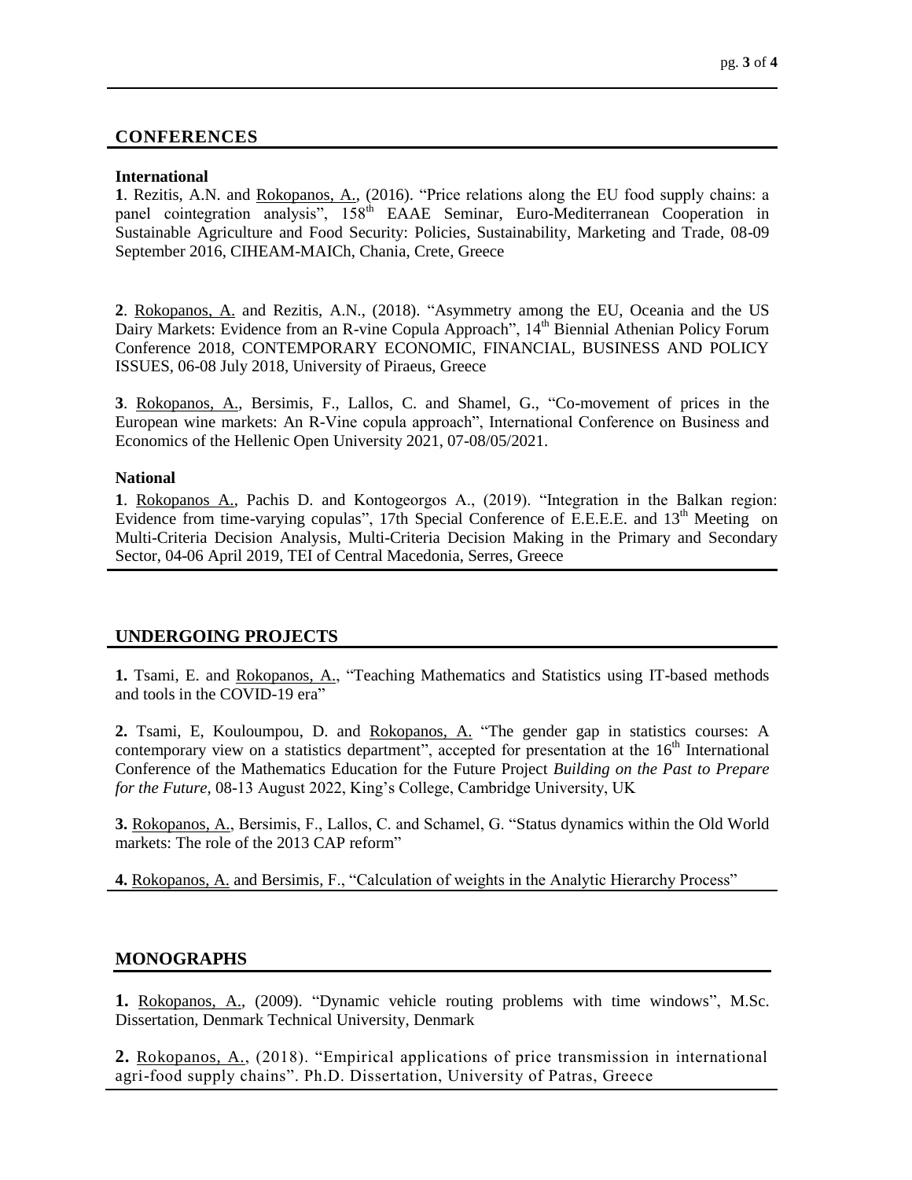## CONFERENCES

### International

**1**. Rezitis, A.N. and Rokopanos, A., (2016). "Price relations along the EU food supply chains: a panel cointegration analysis", 158th EAAE Seminar, Euro-Mediterranean Cooperation in Sustainable Agriculture and Food Security: Policies, Sustainability, Marketing and Trade, 08-09 September 2016, CIHEAM-MAICh, Chania, Crete, Greece

**2**. Rokopanos, A. and Rezitis, A.N., (2018). "Asymmetry among the EU, Oceania and the US Dairy Markets: Evidence from an R-vine Copula Approach", 14th Biennial Athenian Policy Forum Conference 2018, CONTEMPORARY ECONOMIC, FINANCIAL, BUSINESS AND POLICY ISSUES, 06-08 July 2018, University of Piraeus, Greece

**3**. Rokopanos, A., Bersimis, F., Lallos, C. and Shamel, G., "Co-movement of prices in the European wine markets: An R-Vine copula approach", International Conference on Business and Economics of the Hellenic Open University 2021, 07-08/05/2021.

### National

**1**. Rokopanos A., Pachis D. and Kontogeorgos A., (2019). "Integration in the Balkan region: Evidence from time-varying copulas", 17th Special Conference of E.E.E.E. and 13th Meeting on Multi-Criteria Decision Analysis, Multi-Criteria Decision Making in the Primary and Secondary Sector, 04-06 April 2019, TEI of Central Macedonia, Serres, Greece

## UNDERGOING PROJECTS

**1.** Tsami, E. and Rokopanos, A., "Teaching Mathematics and Statistics using IT-based methods and tools in the COVID-19 era"

**2.** Tsami, E, Kouloumpou, D. and Rokopanos, A. "The gender gap in statistics courses: A contemporary view on a statistics department", accepted for presentation at the 16th International Conference of the Mathematics Education for the Future Project *Building on the Past to Prepare for the Future*, 08-13 August 2022, King's College, Cambridge University, UK

**3.** Rokopanos, A., Bersimis, F., Lallos, C. and Schamel, G. "Status dynamics within the Old World markets: The role of the 2013 CAP reform"

**4.** Rokopanos, A. and Bersimis, F., "Calculation of weights in the Analytic Hierarchy Process"

## MONOGRAPHS

**1.** Rokopanos, A., (2009). "Dynamic vehicle routing problems with time windows", M.Sc. Dissertation, Denmark Technical University, Denmark

**2.** Rokopanos, A., (2018). "Empirical applications of price transmission in international agri-food supply chains". Ph.D. Dissertation, University of Patras, Greece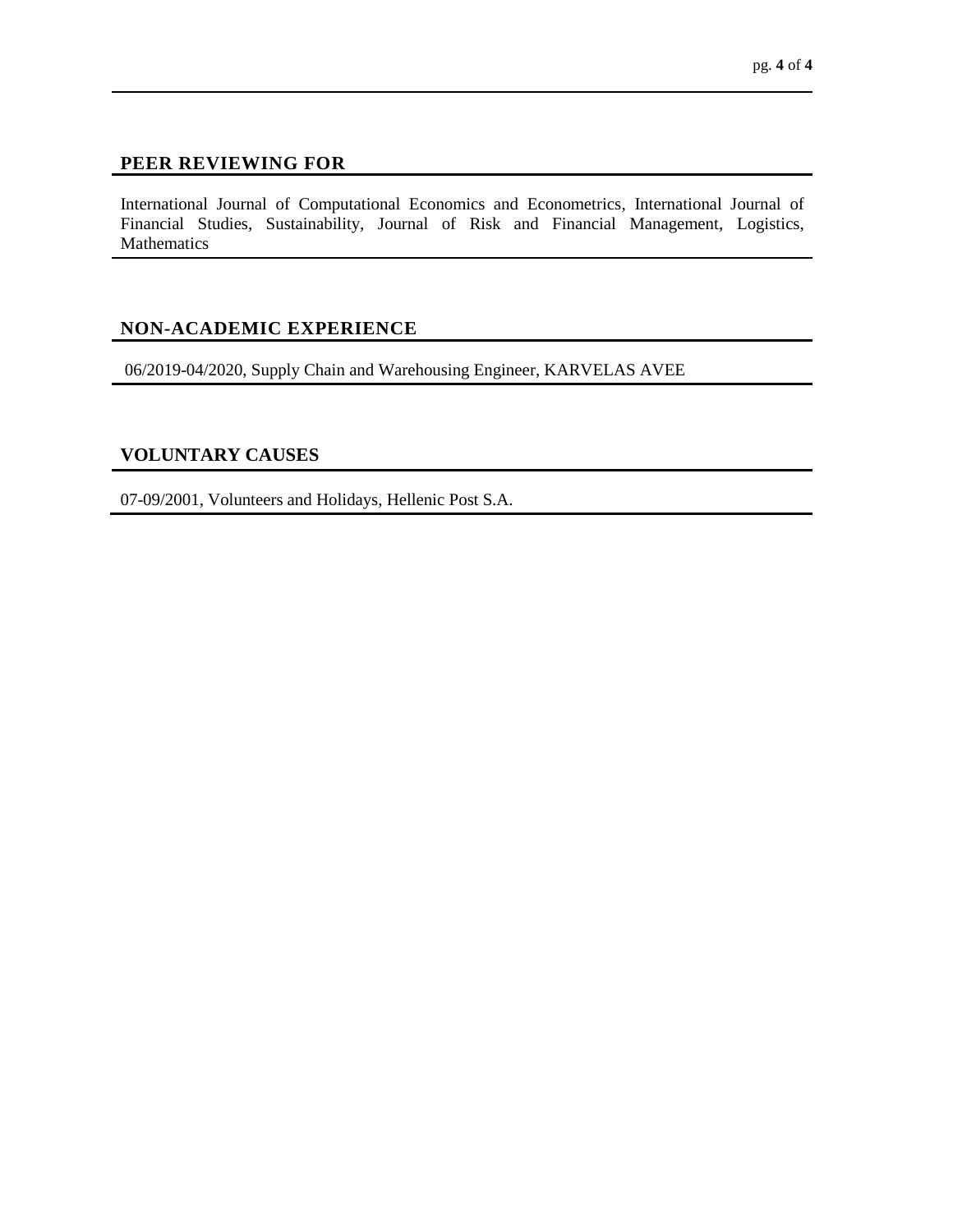## PEER REVIEWING FOR

International Journal of Computational Economics and Econometrics, International Journal of Financial Studies, Sustainability, Journal of Risk and Financial Management, Logistics, Mathematics

## NON-ACADEMIC EXPERIENCE

06/2019-04/2020, Supply Chain and Warehousing Engineer, KARVELAS AVEE

## VOLUNTARY CAUSES

07-09/2001, Volunteers and Holidays, Hellenic Post S.A.